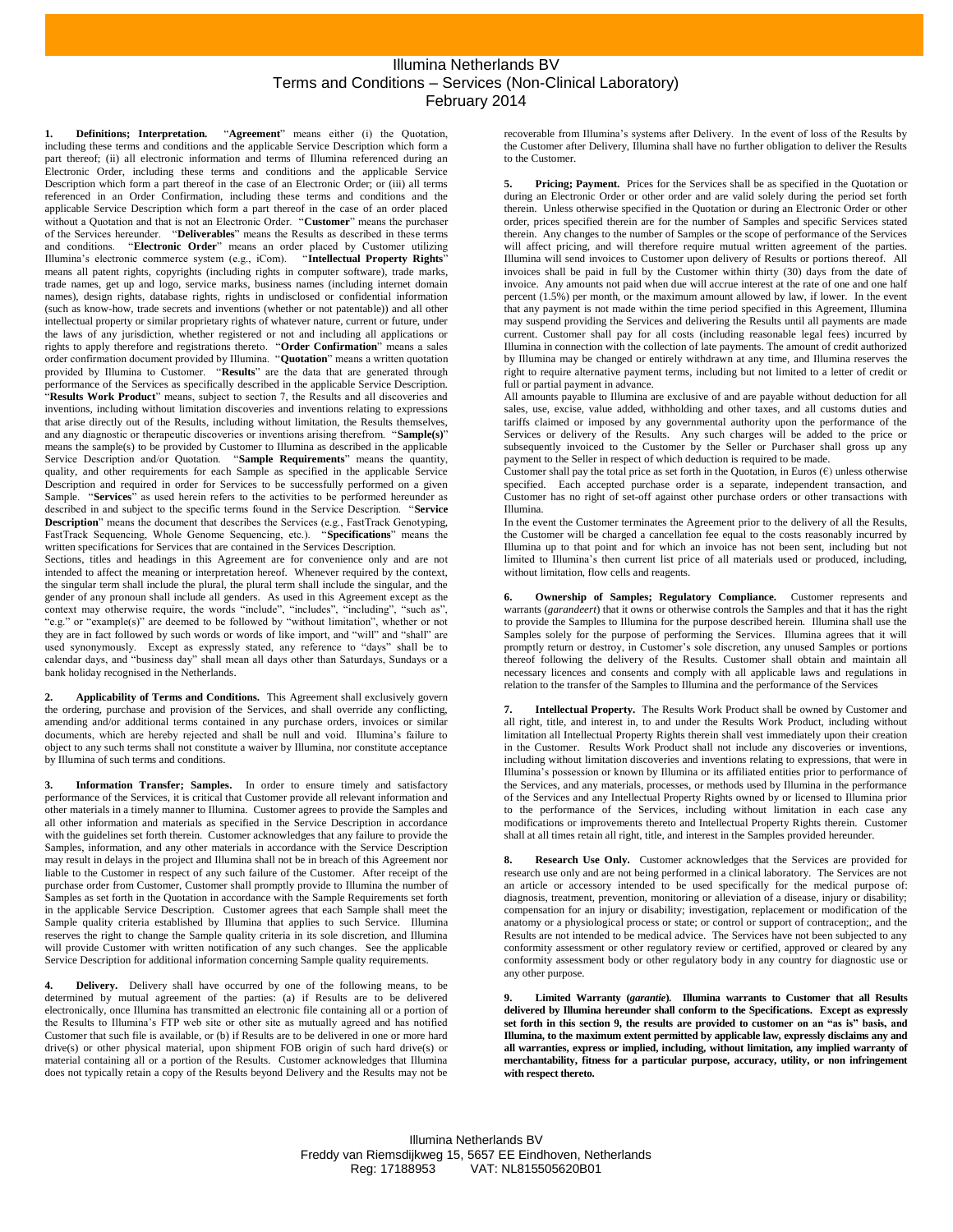# Illumina Netherlands BV
## Terms and Conditions – Services (Non-Clinical Laboratory)
February 2014

**1. Definitions; Interpretation.** "**Agreement**" means either (i) the Quotation, including these terms and conditions and the applicable Service Description which form a part thereof; (ii) all electronic information and terms of Illumina referenced during an Electronic Order, including these terms and conditions and the applicable Service Description which form a part thereof in the case of an Electronic Order; or (iii) all terms referenced in an Order Confirmation, including these terms and conditions and the applicable Service Description which form a part thereof in the case of an order placed without a Quotation and that is not an Electronic Order. "**Customer**" means the purchaser of the Services hereunder. "**Deliverables**" means the Results as described in these terms and conditions. "**Electronic Order**" means an order placed by Customer utilizing Illumina's electronic commerce system (e.g., iCom). "**Intellectual Property Rights**" means all patent rights, copyrights (including rights in computer software), trade marks, trade names, get up and logo, service marks, business names (including internet domain names), design rights, database rights, rights in undisclosed or confidential information (such as know-how, trade secrets and inventions (whether or not patentable)) and all other intellectual property or similar proprietary rights of whatever nature, current or future, under the laws of any jurisdiction, whether registered or not and including all applications or rights to apply therefore and registrations thereto. "**Order Confirmation**" means a sales order confirmation document provided by Illumina. "**Quotation**" means a written quotation provided by Illumina to Customer. "**Results**" are the data that are generated through performance of the Services as specifically described in the applicable Service Description. "**Results Work Product**" means, subject to section 7, the Results and all discoveries and inventions, including without limitation discoveries and inventions relating to expressions that arise directly out of the Results, including without limitation, the Results themselves, and any diagnostic or therapeutic discoveries or inventions arising therefrom. "**Sample(s)**" means the sample(s) to be provided by Customer to Illumina as described in the applicable Service Description and/or Quotation. "**Sample Requirements**" means the quantity, quality, and other requirements for each Sample as specified in the applicable Service Description and required in order for Services to be successfully performed on a given Sample. "**Services**" as used herein refers to the activities to be performed hereunder as described in and subject to the specific terms found in the Service Description. "**Service Description**" means the document that describes the Services (e.g., FastTrack Genotyping, FastTrack Sequencing, Whole Genome Sequencing, etc.). "**Specifications**" means the written specifications for Services that are contained in the Services Description.

Sections, titles and headings in this Agreement are for convenience only and are not intended to affect the meaning or interpretation hereof. Whenever required by the context, the singular term shall include the plural, the plural term shall include the singular, and the gender of any pronoun shall include all genders. As used in this Agreement except as the context may otherwise require, the words "include", "includes", "including", "such as", "e.g." or "example(s)" are deemed to be followed by "without limitation", whether or not they are in fact followed by such words or words of like import, and "will" and "shall" are used synonymously. Except as expressly stated, any reference to "days" shall be to calendar days, and "business day" shall mean all days other than Saturdays, Sundays or a bank holiday recognised in the Netherlands.

**2. Applicability of Terms and Conditions.** This Agreement shall exclusively govern the ordering, purchase and provision of the Services, and shall override any conflicting, amending and/or additional terms contained in any purchase orders, invoices or similar documents, which are hereby rejected and shall be null and void. Illumina's failure to object to any such terms shall not constitute a waiver by Illumina, nor constitute acceptance by Illumina of such terms and conditions.

**3. Information Transfer; Samples.** In order to ensure timely and satisfactory performance of the Services, it is critical that Customer provide all relevant information and other materials in a timely manner to Illumina. Customer agrees to provide the Samples and all other information and materials as specified in the Service Description in accordance with the guidelines set forth therein. Customer acknowledges that any failure to provide the Samples, information, and any other materials in accordance with the Service Description may result in delays in the project and Illumina shall not be in breach of this Agreement nor liable to the Customer in respect of any such failure of the Customer. After receipt of the purchase order from Customer, Customer shall promptly provide to Illumina the number of Samples as set forth in the Quotation in accordance with the Sample Requirements set forth in the applicable Service Description. Customer agrees that each Sample shall meet the Sample quality criteria established by Illumina that applies to such Service. Illumina reserves the right to change the Sample quality criteria in its sole discretion, and Illumina will provide Customer with written notification of any such changes. See the applicable Service Description for additional information concerning Sample quality requirements.

**4. Delivery.** Delivery shall have occurred by one of the following means, to be determined by mutual agreement of the parties: (a) if Results are to be delivered electronically, once Illumina has transmitted an electronic file containing all or a portion of the Results to Illumina's FTP web site or other site as mutually agreed and has notified Customer that such file is available, or (b) if Results are to be delivered in one or more hard drive(s) or other physical material, upon shipment FOB origin of such hard drive(s) or material containing all or a portion of the Results. Customer acknowledges that Illumina does not typically retain a copy of the Results beyond Delivery and the Results may not be recoverable from Illumina's systems after Delivery. In the event of loss of the Results by the Customer after Delivery, Illumina shall have no further obligation to deliver the Results to the Customer.

**5. Pricing; Payment.** Prices for the Services shall be as specified in the Quotation or during an Electronic Order or other order and are valid solely during the period set forth therein. Unless otherwise specified in the Quotation or during an Electronic Order or other order, prices specified therein are for the number of Samples and specific Services stated therein. Any changes to the number of Samples or the scope of performance of the Services will affect pricing, and will therefore require mutual written agreement of the parties. Illumina will send invoices to Customer upon delivery of Results or portions thereof. All invoices shall be paid in full by the Customer within thirty (30) days from the date of invoice. Any amounts not paid when due will accrue interest at the rate of one and one half percent (1.5%) per month, or the maximum amount allowed by law, if lower. In the event that any payment is not made within the time period specified in this Agreement, Illumina may suspend providing the Services and delivering the Results until all payments are made current. Customer shall pay for all costs (including reasonable legal fees) incurred by Illumina in connection with the collection of late payments. The amount of credit authorized by Illumina may be changed or entirely withdrawn at any time, and Illumina reserves the right to require alternative payment terms, including but not limited to a letter of credit or full or partial payment in advance.

All amounts payable to Illumina are exclusive of and are payable without deduction for all sales, use, excise, value added, withholding and other taxes, and all customs duties and tariffs claimed or imposed by any governmental authority upon the performance of the Services or delivery of the Results. Any such charges will be added to the price or subsequently invoiced to the Customer by the Seller or Purchaser shall gross up any payment to the Seller in respect of which deduction is required to be made.

Customer shall pay the total price as set forth in the Quotation, in Euros (€) unless otherwise specified. Each accepted purchase order is a separate, independent transaction, and Customer has no right of set-off against other purchase orders or other transactions with Illumina.

In the event the Customer terminates the Agreement prior to the delivery of all the Results, the Customer will be charged a cancellation fee equal to the costs reasonably incurred by Illumina up to that point and for which an invoice has not been sent, including but not limited to Illumina's then current list price of all materials used or produced, including, without limitation, flow cells and reagents.

**6. Ownership of Samples; Regulatory Compliance.** Customer represents and warrants (*garandeert*) that it owns or otherwise controls the Samples and that it has the right to provide the Samples to Illumina for the purpose described herein. Illumina shall use the Samples solely for the purpose of performing the Services. Illumina agrees that it will promptly return or destroy, in Customer's sole discretion, any unused Samples or portions thereof following the delivery of the Results. Customer shall obtain and maintain all necessary licences and consents and comply with all applicable laws and regulations in relation to the transfer of the Samples to Illumina and the performance of the Services

**7. Intellectual Property.** The Results Work Product shall be owned by Customer and all right, title, and interest in, to and under the Results Work Product, including without limitation all Intellectual Property Rights therein shall vest immediately upon their creation in the Customer. Results Work Product shall not include any discoveries or inventions, including without limitation discoveries and inventions relating to expressions, that were in Illumina's possession or known by Illumina or its affiliated entities prior to performance of the Services, and any materials, processes, or methods used by Illumina in the performance of the Services and any Intellectual Property Rights owned by or licensed to Illumina prior to the performance of the Services, including without limitation in each case any modifications or improvements thereto and Intellectual Property Rights therein. Customer shall at all times retain all right, title, and interest in the Samples provided hereunder.

**8. Research Use Only.** Customer acknowledges that the Services are provided for research use only and are not being performed in a clinical laboratory. The Services are not an article or accessory intended to be used specifically for the medical purpose of: diagnosis, treatment, prevention, monitoring or alleviation of a disease, injury or disability; compensation for an injury or disability; investigation, replacement or modification of the anatomy or a physiological process or state; or control or support of contraception;, and the Results are not intended to be medical advice. The Services have not been subjected to any conformity assessment or other regulatory review or certified, approved or cleared by any conformity assessment body or other regulatory body in any country for diagnostic use or any other purpose.

**9. Limited Warranty (*garantie*). Illumina warrants to Customer that all Results delivered by Illumina hereunder shall conform to the Specifications. Except as expressly set forth in this section 9, the results are provided to customer on an "as is" basis, and Illumina, to the maximum extent permitted by applicable law, expressly disclaims any and all warranties, express or implied, including, without limitation, any implied warranty of merchantability, fitness for a particular purpose, accuracy, utility, or non infringement with respect thereto.**

Illumina Netherlands BV
Freddy van Riemsdijkweg 15, 5657 EE Eindhoven, Netherlands
Reg: 17188953 VAT: NL815505620B01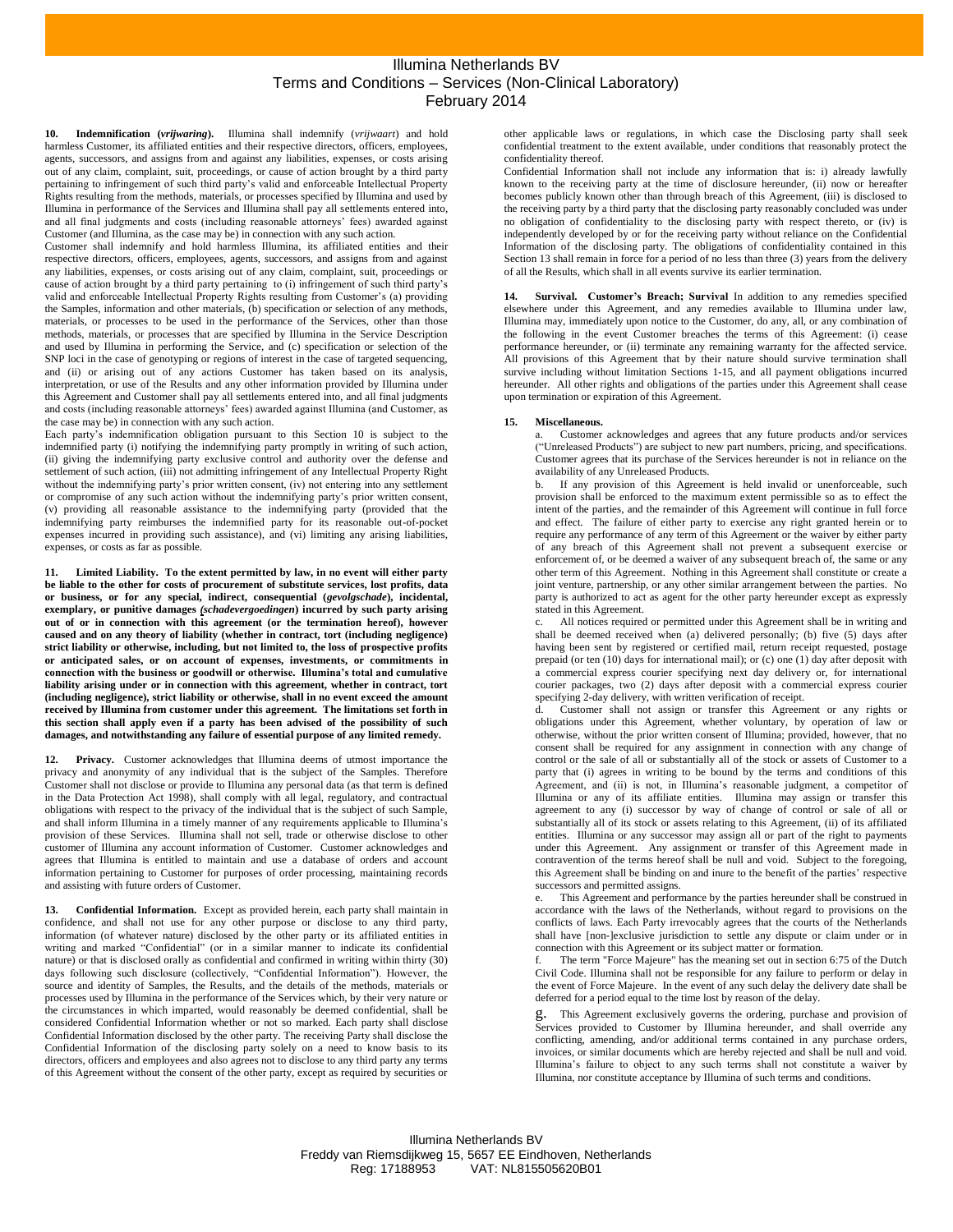**10. Indemnification (*vrijwaring*).** Illumina shall indemnify (*vrijwaart*) and hold harmless Customer, its affiliated entities and their respective directors, officers, employees, agents, successors, and assigns from and against any liabilities, expenses, or costs arising out of any claim, complaint, suit, proceedings, or cause of action brought by a third party pertaining to infringement of such third party's valid and enforceable Intellectual Property Rights resulting from the methods, materials, or processes specified by Illumina and used by Illumina in performance of the Services and Illumina shall pay all settlements entered into, and all final judgments and costs (including reasonable attorneys' fees) awarded against Customer (and Illumina, as the case may be) in connection with any such action.

Customer shall indemnify and hold harmless Illumina, its affiliated entities and their respective directors, officers, employees, agents, successors, and assigns from and against any liabilities, expenses, or costs arising out of any claim, complaint, suit, proceedings or cause of action brought by a third party pertaining to (i) infringement of such third party's valid and enforceable Intellectual Property Rights resulting from Customer's (a) providing the Samples, information and other materials, (b) specification or selection of any methods, materials, or processes to be used in the performance of the Services, other than those methods, materials, or processes that are specified by Illumina in the Service Description and used by Illumina in performing the Service, and (c) specification or selection of the SNP loci in the case of genotyping or regions of interest in the case of targeted sequencing, and (ii) or arising out of any actions Customer has taken based on its analysis, interpretation, or use of the Results and any other information provided by Illumina under this Agreement and Customer shall pay all settlements entered into, and all final judgments and costs (including reasonable attorneys' fees) awarded against Illumina (and Customer, as the case may be) in connection with any such action.

Each party's indemnification obligation pursuant to this Section 10 is subject to the indemnified party (i) notifying the indemnifying party promptly in writing of such action, (ii) giving the indemnifying party exclusive control and authority over the defense and settlement of such action, (iii) not admitting infringement of any Intellectual Property Right without the indemnifying party's prior written consent, (iv) not entering into any settlement or compromise of any such action without the indemnifying party's prior written consent, (v) providing all reasonable assistance to the indemnifying party (provided that the indemnifying party reimburses the indemnified party for its reasonable out-of-pocket expenses incurred in providing such assistance), and (vi) limiting any arising liabilities, expenses, or costs as far as possible.

**11. Limited Liability. To the extent permitted by law, in no event will either party be liable to the other for costs of procurement of substitute services, lost profits, data or business, or for any special, indirect, consequential (*gevolgschade*), incidental, exemplary, or punitive damages (*schadevergoedingen*) incurred by such party arising out of or in connection with this agreement (or the termination hereof), however caused and on any theory of liability (whether in contract, tort (including negligence) strict liability or otherwise, including, but not limited to, the loss of prospective profits or anticipated sales, or on account of expenses, investments, or commitments in connection with the business or goodwill or otherwise. Illumina's total and cumulative liability arising under or in connection with this agreement, whether in contract, tort (including negligence), strict liability or otherwise, shall in no event exceed the amount received by Illumina from customer under this agreement. The limitations set forth in this section shall apply even if a party has been advised of the possibility of such damages, and notwithstanding any failure of essential purpose of any limited remedy.**

**12. Privacy.** Customer acknowledges that Illumina deems of utmost importance the privacy and anonymity of any individual that is the subject of the Samples. Therefore Customer shall not disclose or provide to Illumina any personal data (as that term is defined in the Data Protection Act 1998), shall comply with all legal, regulatory, and contractual obligations with respect to the privacy of the individual that is the subject of such Sample, and shall inform Illumina in a timely manner of any requirements applicable to Illumina's provision of these Services. Illumina shall not sell, trade or otherwise disclose to other customer of Illumina any account information of Customer. Customer acknowledges and agrees that Illumina is entitled to maintain and use a database of orders and account information pertaining to Customer for purposes of order processing, maintaining records and assisting with future orders of Customer.

**13. Confidential Information.** Except as provided herein, each party shall maintain in confidence, and shall not use for any other purpose or disclose to any third party, information (of whatever nature) disclosed by the other party or its affiliated entities in writing and marked "Confidential" (or in a similar manner to indicate its confidential nature) or that is disclosed orally as confidential and confirmed in writing within thirty (30) days following such disclosure (collectively, "Confidential Information"). However, the source and identity of Samples, the Results, and the details of the methods, materials or processes used by Illumina in the performance of the Services which, by their very nature or the circumstances in which imparted, would reasonably be deemed confidential, shall be considered Confidential Information whether or not so marked. Each party shall disclose Confidential Information disclosed by the other party. The receiving Party shall disclose the Confidential Information of the disclosing party solely on a need to know basis to its directors, officers and employees and also agrees not to disclose to any third party any terms of this Agreement without the consent of the other party, except as required by securities or other applicable laws or regulations, in which case the Disclosing party shall seek confidential treatment to the extent available, under conditions that reasonably protect the confidentiality thereof.

Confidential Information shall not include any information that is: i) already lawfully known to the receiving party at the time of disclosure hereunder, (ii) now or hereafter becomes publicly known other than through breach of this Agreement, (iii) is disclosed to the receiving party by a third party that the disclosing party reasonably concluded was under no obligation of confidentiality to the disclosing party with respect thereto, or (iv) is independently developed by or for the receiving party without reliance on the Confidential Information of the disclosing party. The obligations of confidentiality contained in this Section 13 shall remain in force for a period of no less than three (3) years from the delivery of all the Results, which shall in all events survive its earlier termination.

**14. Survival. Customer's Breach; Survival** In addition to any remedies specified elsewhere under this Agreement, and any remedies available to Illumina under law, Illumina may, immediately upon notice to the Customer, do any, all, or any combination of the following in the event Customer breaches the terms of this Agreement: (i) cease performance hereunder, or (ii) terminate any remaining warranty for the affected service. All provisions of this Agreement that by their nature should survive termination shall survive including without limitation Sections 1-15, and all payment obligations incurred hereunder. All other rights and obligations of the parties under this Agreement shall cease upon termination or expiration of this Agreement.

**15. Miscellaneous.**

a. Customer acknowledges and agrees that any future products and/or services ("Unreleased Products") are subject to new part numbers, pricing, and specifications. Customer agrees that its purchase of the Services hereunder is not in reliance on the availability of any Unreleased Products.

b. If any provision of this Agreement is held invalid or unenforceable, such provision shall be enforced to the maximum extent permissible so as to effect the intent of the parties, and the remainder of this Agreement will continue in full force and effect. The failure of either party to exercise any right granted herein or to require any performance of any term of this Agreement or the waiver by either party of any breach of this Agreement shall not prevent a subsequent exercise or enforcement of, or be deemed a waiver of any subsequent breach of, the same or any other term of this Agreement. Nothing in this Agreement shall constitute or create a joint venture, partnership, or any other similar arrangement between the parties. No party is authorized to act as agent for the other party hereunder except as expressly stated in this Agreement.

c. All notices required or permitted under this Agreement shall be in writing and shall be deemed received when (a) delivered personally; (b) five (5) days after having been sent by registered or certified mail, return receipt requested, postage prepaid (or ten (10) days for international mail); or (c) one (1) day after deposit with a commercial express courier specifying next day delivery or, for international courier packages, two (2) days after deposit with a commercial express courier specifying 2-day delivery, with written verification of receipt.

d. Customer shall not assign or transfer this Agreement or any rights or obligations under this Agreement, whether voluntary, by operation of law or otherwise, without the prior written consent of Illumina; provided, however, that no consent shall be required for any assignment in connection with any change of control or the sale of all or substantially all of the stock or assets of Customer to a party that (i) agrees in writing to be bound by the terms and conditions of this Agreement, and (ii) is not, in Illumina's reasonable judgment, a competitor of Illumina or any of its affiliate entities. Illumina may assign or transfer this agreement to any (i) successor by way of change of control or sale of all or substantially all of its stock or assets relating to this Agreement, (ii) of its affiliated entities. Illumina or any successor may assign all or part of the right to payments under this Agreement. Any assignment or transfer of this Agreement made in contravention of the terms hereof shall be null and void. Subject to the foregoing, this Agreement shall be binding on and inure to the benefit of the parties' respective successors and permitted assigns.

e. This Agreement and performance by the parties hereunder shall be construed in accordance with the laws of the Netherlands, without regard to provisions on the conflicts of laws. Each Party irrevocably agrees that the courts of the Netherlands shall have [non-]exclusive jurisdiction to settle any dispute or claim under or in connection with this Agreement or its subject matter or formation.

f. The term "Force Majeure" has the meaning set out in section 6:75 of the Dutch Civil Code. Illumina shall not be responsible for any failure to perform or delay in the event of Force Majeure. In the event of any such delay the delivery date shall be deferred for a period equal to the time lost by reason of the delay.

g. This Agreement exclusively governs the ordering, purchase and provision of Services provided to Customer by Illumina hereunder, and shall override any conflicting, amending, and/or additional terms contained in any purchase orders, invoices, or similar documents which are hereby rejected and shall be null and void. Illumina's failure to object to any such terms shall not constitute a waiver by Illumina, nor constitute acceptance by Illumina of such terms and conditions.